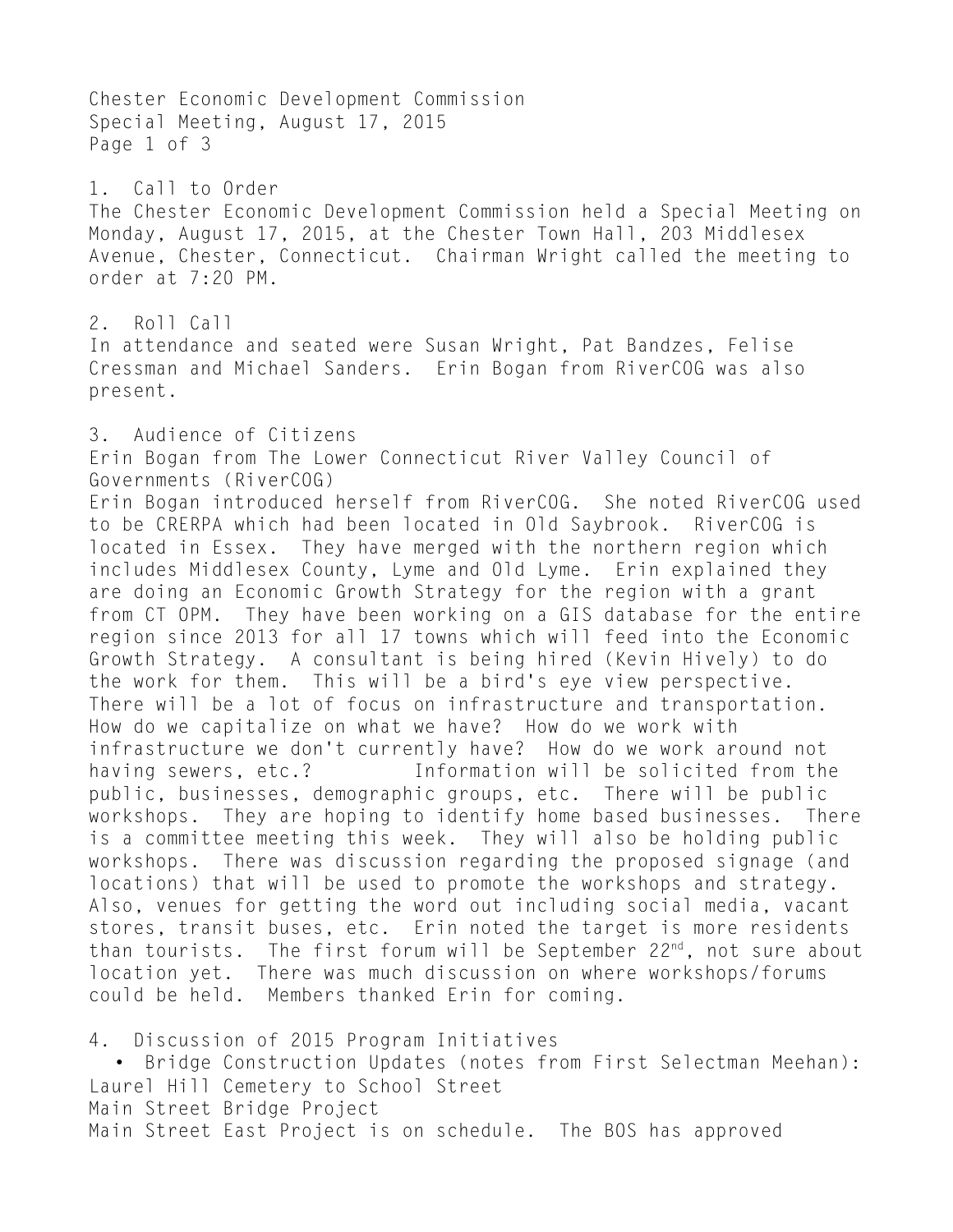Chester Economic Development Commission
Special Meeting, August 17, 2015

1. Call to Order

The Chester Economic Development Commission held a Special Meeting on Monday, August 17, 2015, at the Chester Town Hall, 203 Middlesex Avenue, Chester, Connecticut. Chairman Wright called the meeting to order at 7:20 PM.

2. Roll Call

In attendance and seated were Susan Wright, Pat Bandzes, Felise Cressman and Michael Sanders. Erin Bogan from RiverCOG was also present.

3. Audience of Citizens

Erin Bogan from The Lower Connecticut River Valley Council of Governments (RiverCOG)

Erin Bogan introduced herself from RiverCOG. She noted RiverCOG used to be CRERPA which had been located in Old Saybrook. RiverCOG is located in Essex. They have merged with the northern region which includes Middlesex County, Lyme and Old Lyme. Erin explained they are doing an Economic Growth Strategy for the region with a grant from CT OPM. They have been working on a GIS database for the entire region since 2013 for all 17 towns which will feed into the Economic Growth Strategy. A consultant is being hired (Kevin Hively) to do the work for them. This will be a bird's eye view perspective. There will be a lot of focus on infrastructure and transportation. How do we capitalize on what we have? How do we work with infrastructure we don't currently have? How do we work around not having sewers, etc.? Information will be solicited from the public, businesses, demographic groups, etc. There will be public workshops. They are hoping to identify home based businesses. There is a committee meeting this week. They will also be holding public workshops. There was discussion regarding the proposed signage (and locations) that will be used to promote the workshops and strategy. Also, venues for getting the word out including social media, vacant stores, transit buses, etc. Erin noted the target is more residents than tourists. The first forum will be September 22nd, not sure about location yet. There was much discussion on where workshops/forums could be held. Members thanked Erin for coming.

4. Discussion of 2015 Program Initiatives

- Bridge Construction Updates (notes from First Selectman Meehan):

Laurel Hill Cemetery to School Street

Main Street Bridge Project

Main Street East Project is on schedule. The BOS has approved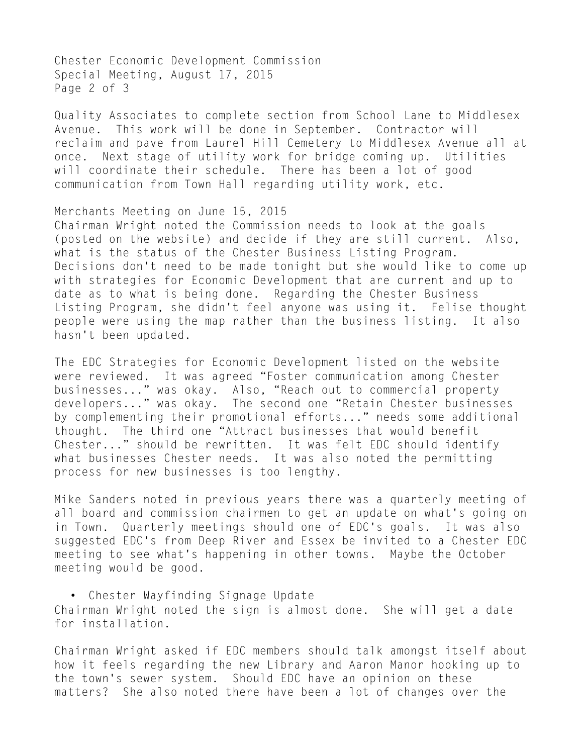Quality Associates to complete section from School Lane to Middlesex Avenue. This work will be done in September. Contractor will reclaim and pave from Laurel Hill Cemetery to Middlesex Avenue all at once. Next stage of utility work for bridge coming up. Utilities will coordinate their schedule. There has been a lot of good communication from Town Hall regarding utility work, etc.

Merchants Meeting on June 15, 2015
Chairman Wright noted the Commission needs to look at the goals (posted on the website) and decide if they are still current. Also, what is the status of the Chester Business Listing Program. Decisions don't need to be made tonight but she would like to come up with strategies for Economic Development that are current and up to date as to what is being done. Regarding the Chester Business Listing Program, she didn't feel anyone was using it. Felise thought people were using the map rather than the business listing. It also hasn't been updated.

The EDC Strategies for Economic Development listed on the website were reviewed. It was agreed "Foster communication among Chester businesses..." was okay. Also, "Reach out to commercial property developers..." was okay. The second one "Retain Chester businesses by complementing their promotional efforts..." needs some additional thought. The third one "Attract businesses that would benefit Chester..." should be rewritten. It was felt EDC should identify what businesses Chester needs. It was also noted the permitting process for new businesses is too lengthy.

Mike Sanders noted in previous years there was a quarterly meeting of all board and commission chairmen to get an update on what's going on in Town. Quarterly meetings should one of EDC's goals. It was also suggested EDC's from Deep River and Essex be invited to a Chester EDC meeting to see what's happening in other towns. Maybe the October meeting would be good.

- Chester Wayfinding Signage Update

Chairman Wright noted the sign is almost done. She will get a date for installation.

Chairman Wright asked if EDC members should talk amongst itself about how it feels regarding the new Library and Aaron Manor hooking up to the town's sewer system. Should EDC have an opinion on these matters? She also noted there have been a lot of changes over the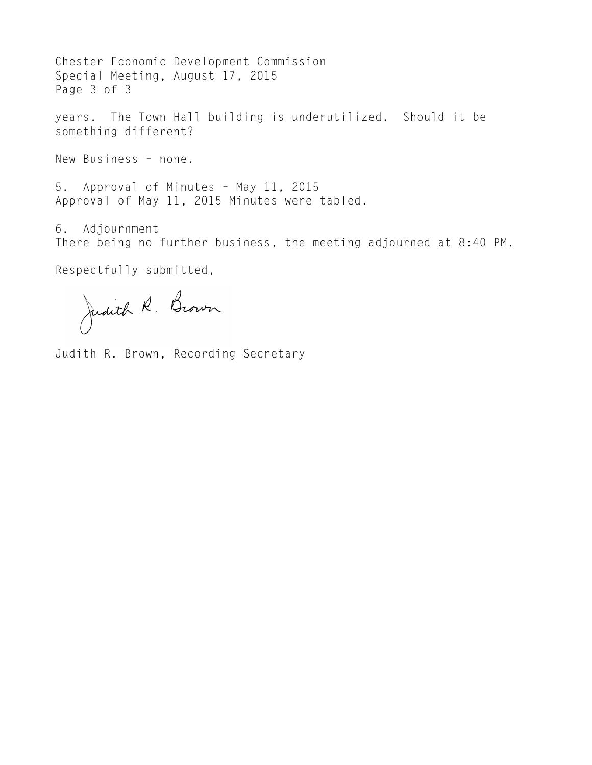years. The Town Hall building is underutilized. Should it be something different?

New Business – none.

5. Approval of Minutes – May 11, 2015
Approval of May 11, 2015 Minutes were tabled.

6. Adjournment
There being no further business, the meeting adjourned at 8:40 PM.

Respectfully submitted,

Judith R. Brown

Judith R. Brown, Recording Secretary